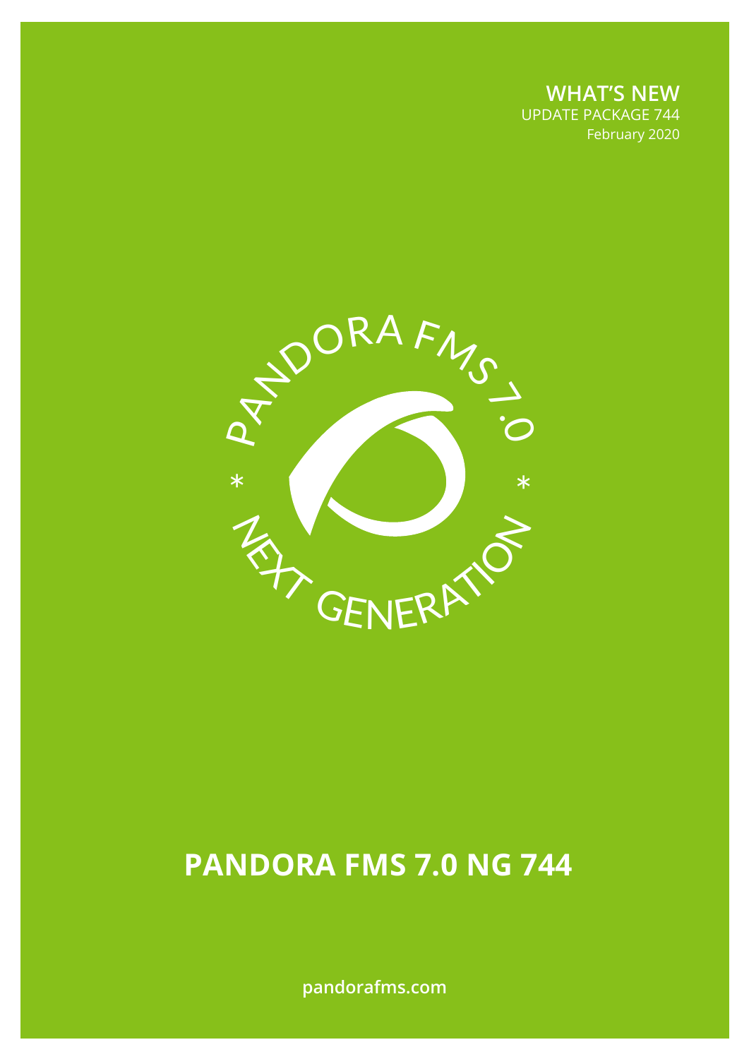**WHAT'S NEW**
UPDATE PACKAGE 744
February 2020

PANDORA FMS 7.0 * NEXT GENERATION *

# PANDORA FMS 7.0 NG 744

pandorafms.com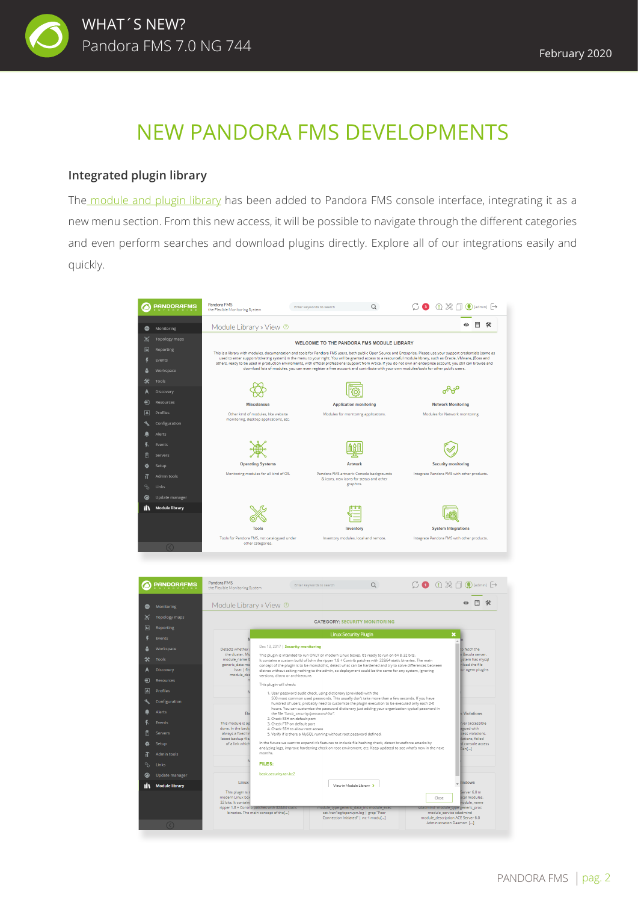# NEW PANDORA FMS DEVELOPMENTS

## Integrated plugin library

The module and plugin library has been added to Pandora FMS console interface, integrating it as a new menu section. From this new access, it will be possible to navigate through the different categories and even perform searches and download plugins directly. Explore all of our integrations easily and quickly.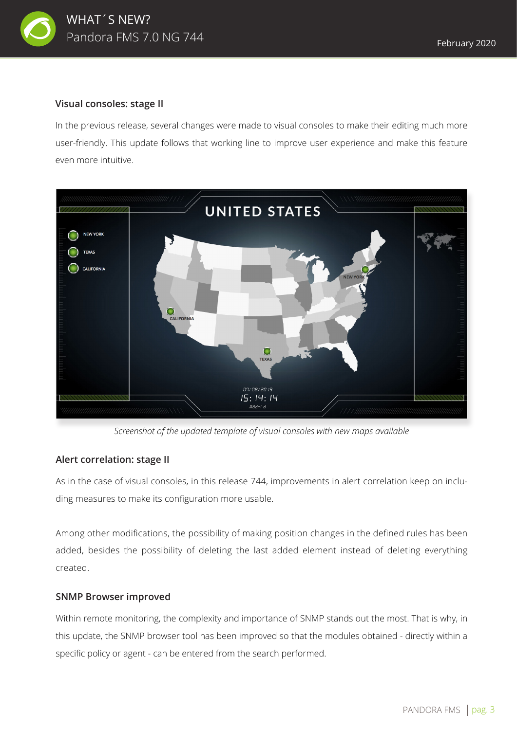## Visual consoles: stage II

In the previous release, several changes were made to visual consoles to make their editing much more user-friendly. This update follows that working line to improve user experience and make this feature even more intuitive.

*Screenshot of the updated template of visual consoles with new maps available*

## Alert correlation: stage II

As in the case of visual consoles, in this release 744, improvements in alert correlation keep on including measures to make its configuration more usable.

Among other modifications, the possibility of making position changes in the defined rules has been added, besides the possibility of deleting the last added element instead of deleting everything created.

## SNMP Browser improved

Within remote monitoring, the complexity and importance of SNMP stands out the most. That is why, in this update, the SNMP browser tool has been improved so that the modules obtained - directly within a specific policy or agent - can be entered from the search performed.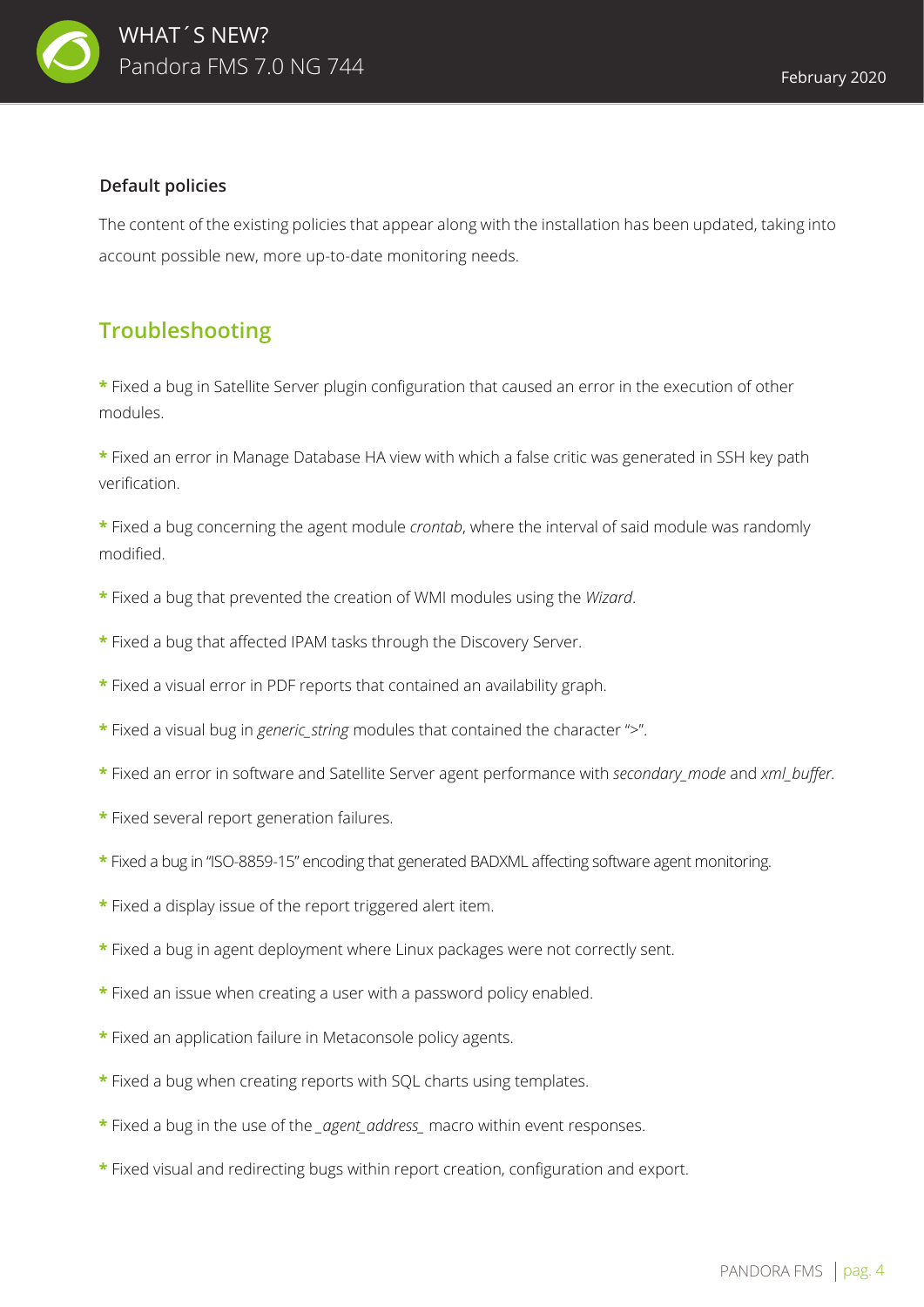### Default policies

The content of the existing policies that appear along with the installation has been updated, taking into account possible new, more up-to-date monitoring needs.

## Troubleshooting

* Fixed a bug in Satellite Server plugin configuration that caused an error in the execution of other modules.

* Fixed an error in Manage Database HA view with which a false critic was generated in SSH key path verification.

* Fixed a bug concerning the agent module *crontab*, where the interval of said module was randomly modified.

* Fixed a bug that prevented the creation of WMI modules using the *Wizard*.

* Fixed a bug that affected IPAM tasks through the Discovery Server.

* Fixed a visual error in PDF reports that contained an availability graph.

* Fixed a visual bug in *generic_string* modules that contained the character ">".

* Fixed an error in software and Satellite Server agent performance with *secondary_mode* and *xml_buffer*.

* Fixed several report generation failures.

* Fixed a bug in "ISO-8859-15" encoding that generated BADXML affecting software agent monitoring.

* Fixed a display issue of the report triggered alert item.

* Fixed a bug in agent deployment where Linux packages were not correctly sent.

* Fixed an issue when creating a user with a password policy enabled.

* Fixed an application failure in Metaconsole policy agents.

* Fixed a bug when creating reports with SQL charts using templates.

* Fixed a bug in the use of the *_agent_address_* macro within event responses.

* Fixed visual and redirecting bugs within report creation, configuration and export.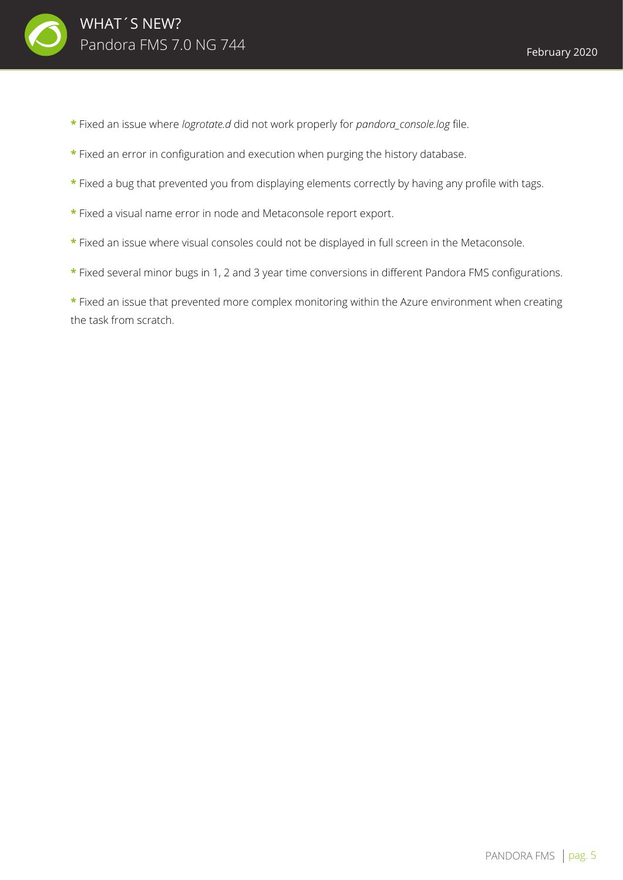* Fixed an issue where *logrotate.d* did not work properly for *pandora_console.log* file.

* Fixed an error in configuration and execution when purging the history database.

* Fixed a bug that prevented you from displaying elements correctly by having any profile with tags.

* Fixed a visual name error in node and Metaconsole report export.

* Fixed an issue where visual consoles could not be displayed in full screen in the Metaconsole.

* Fixed several minor bugs in 1, 2 and 3 year time conversions in different Pandora FMS configurations.

* Fixed an issue that prevented more complex monitoring within the Azure environment when creating the task from scratch.